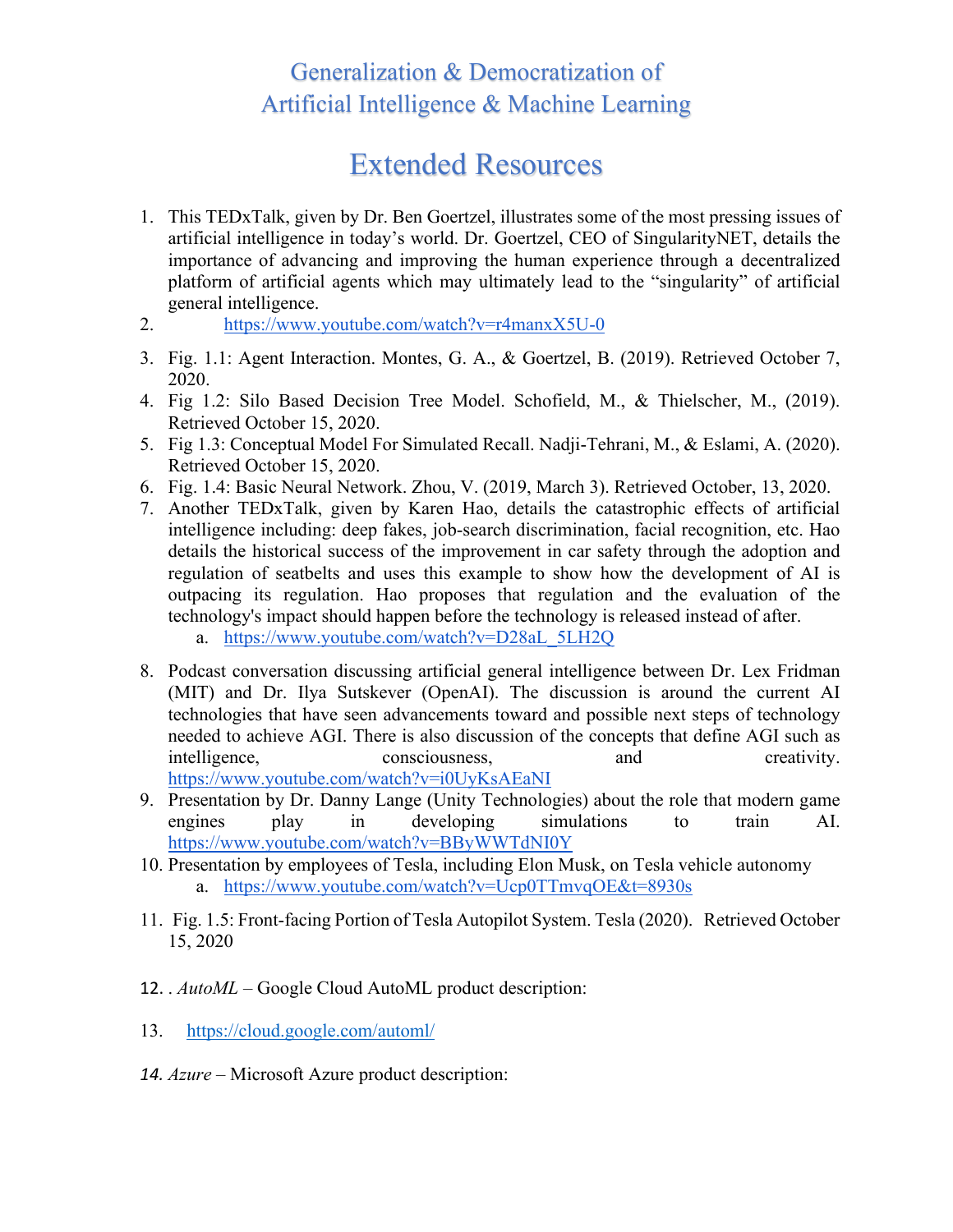# Generalization & Democratization of Artificial Intelligence & Machine Learning

## Extended Resources

1. This TEDxTalk, given by Dr. Ben Goertzel, illustrates some of the most pressing issues of artificial intelligence in today's world. Dr. Goertzel, CEO of SingularityNET, details the importance of advancing and improving the human experience through a decentralized platform of artificial agents which may ultimately lead to the "singularity" of artificial general intelligence.
2. https://www.youtube.com/watch?v=r4manxX5U-0
3. Fig. 1.1: Agent Interaction. Montes, G. A., & Goertzel, B. (2019). Retrieved October 7, 2020.
4. Fig 1.2: Silo Based Decision Tree Model. Schofield, M., & Thielscher, M., (2019). Retrieved October 15, 2020.
5. Fig 1.3: Conceptual Model For Simulated Recall. Nadji-Tehrani, M., & Eslami, A. (2020). Retrieved October 15, 2020.
6. Fig. 1.4: Basic Neural Network. Zhou, V. (2019, March 3). Retrieved October, 13, 2020.
7. Another TEDxTalk, given by Karen Hao, details the catastrophic effects of artificial intelligence including: deep fakes, job-search discrimination, facial recognition, etc. Hao details the historical success of the improvement in car safety through the adoption and regulation of seatbelts and uses this example to show how the development of AI is outpacing its regulation. Hao proposes that regulation and the evaluation of the technology's impact should happen before the technology is released instead of after.
   a. https://www.youtube.com/watch?v=D28aL_5LH2Q
8. Podcast conversation discussing artificial general intelligence between Dr. Lex Fridman (MIT) and Dr. Ilya Sutskever (OpenAI). The discussion is around the current AI technologies that have seen advancements toward and possible next steps of technology needed to achieve AGI. There is also discussion of the concepts that define AGI such as intelligence, consciousness, and creativity. https://www.youtube.com/watch?v=i0UyKsAEaNI
9. Presentation by Dr. Danny Lange (Unity Technologies) about the role that modern game engines play in developing simulations to train AI. https://www.youtube.com/watch?v=BByWWTdNI0Y
10. Presentation by employees of Tesla, including Elon Musk, on Tesla vehicle autonomy
    a. https://www.youtube.com/watch?v=Ucp0TTmvqOE&t=8930s
11. Fig. 1.5: Front-facing Portion of Tesla Autopilot System. Tesla (2020). Retrieved October 15, 2020
12. . *AutoML* – Google Cloud AutoML product description:
13. https://cloud.google.com/automl/
14. *Azure* – Microsoft Azure product description: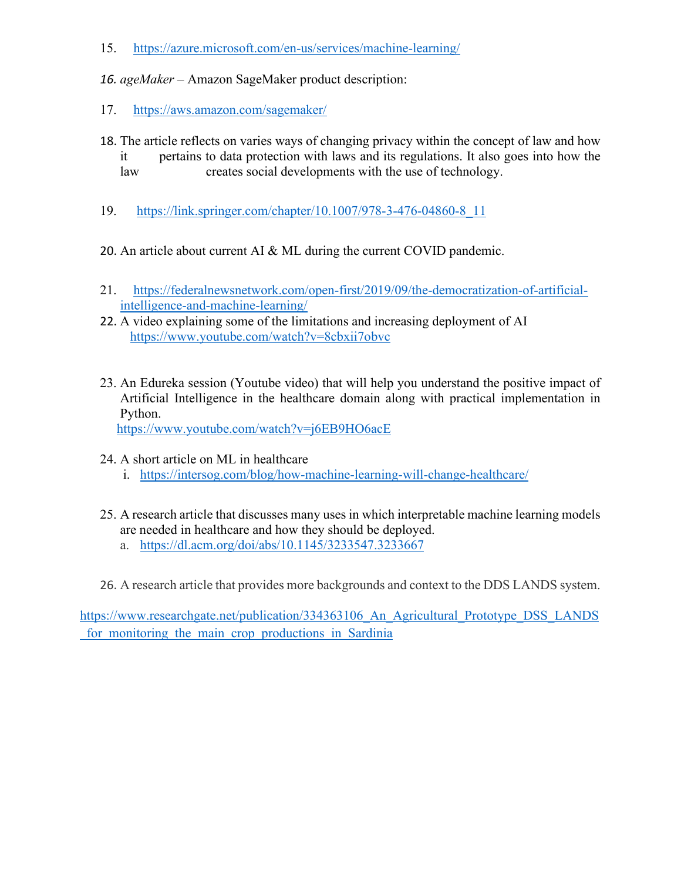15. https://azure.microsoft.com/en-us/services/machine-learning/

16. *ageMaker* – Amazon SageMaker product description:

17. https://aws.amazon.com/sagemaker/

18. The article reflects on varies ways of changing privacy within the concept of law and how it pertains to data protection with laws and its regulations. It also goes into how the law creates social developments with the use of technology.

19. https://link.springer.com/chapter/10.1007/978-3-476-04860-8_11

20. An article about current AI & ML during the current COVID pandemic.

21. https://federalnewsnetwork.com/open-first/2019/09/the-democratization-of-artificial-intelligence-and-machine-learning/

22. A video explaining some of the limitations and increasing deployment of AI https://www.youtube.com/watch?v=8cbxii7obvc

23. An Edureka session (Youtube video) that will help you understand the positive impact of Artificial Intelligence in the healthcare domain along with practical implementation in Python.
https://www.youtube.com/watch?v=j6EB9HO6acE

24. A short article on ML in healthcare
    i. https://intersog.com/blog/how-machine-learning-will-change-healthcare/

25. A research article that discusses many uses in which interpretable machine learning models are needed in healthcare and how they should be deployed.
    a. https://dl.acm.org/doi/abs/10.1145/3233547.3233667

26. A research article that provides more backgrounds and context to the DDS LANDS system.

https://www.researchgate.net/publication/334363106_An_Agricultural_Prototype_DSS_LANDS_for_monitoring_the_main_crop_productions_in_Sardinia